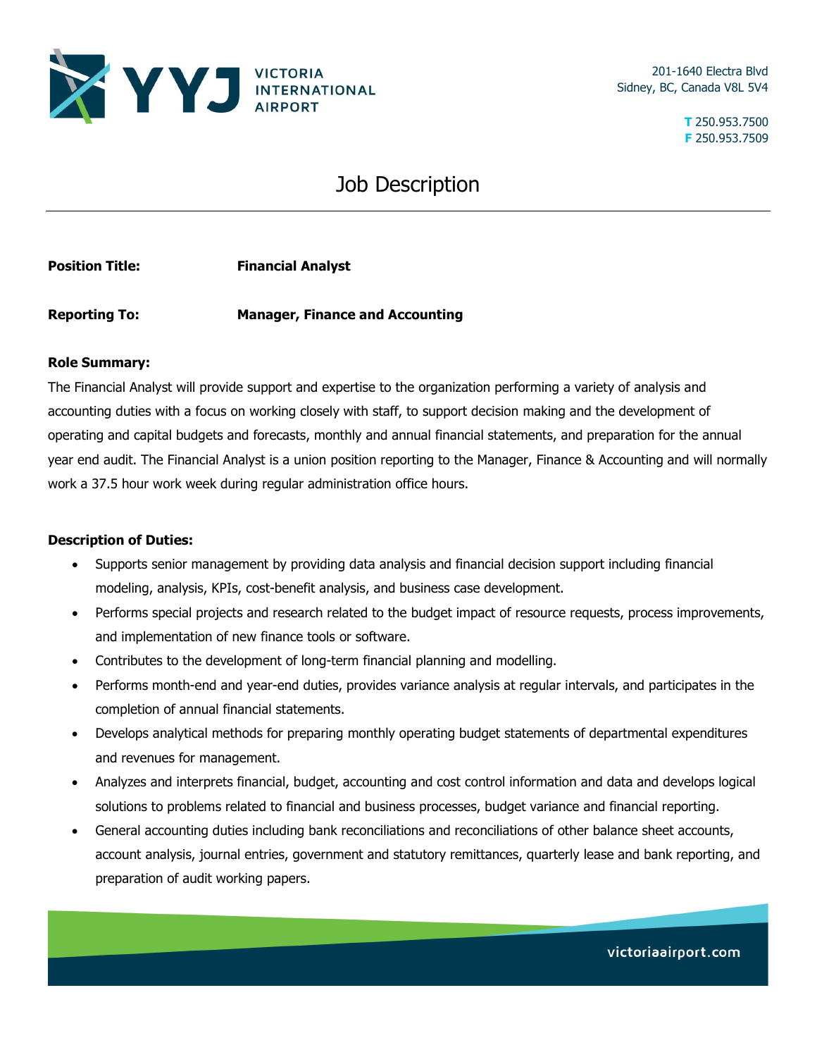YYJ VICTORIA INTERNATIONAL AIRPORT

201-1640 Electra Blvd
Sidney, BC, Canada V8L 5V4

**T** 250.953.7500
**F** 250.953.7509

# Job Description

**Position Title:** **Financial Analyst**

**Reporting To:** **Manager, Finance and Accounting**

**Role Summary:**

The Financial Analyst will provide support and expertise to the organization performing a variety of analysis and accounting duties with a focus on working closely with staff, to support decision making and the development of operating and capital budgets and forecasts, monthly and annual financial statements, and preparation for the annual year end audit. The Financial Analyst is a union position reporting to the Manager, Finance & Accounting and will normally work a 37.5 hour work week during regular administration office hours.

**Description of Duties:**

- Supports senior management by providing data analysis and financial decision support including financial modeling, analysis, KPIs, cost-benefit analysis, and business case development.
- Performs special projects and research related to the budget impact of resource requests, process improvements, and implementation of new finance tools or software.
- Contributes to the development of long-term financial planning and modelling.
- Performs month-end and year-end duties, provides variance analysis at regular intervals, and participates in the completion of annual financial statements.
- Develops analytical methods for preparing monthly operating budget statements of departmental expenditures and revenues for management.
- Analyzes and interprets financial, budget, accounting and cost control information and data and develops logical solutions to problems related to financial and business processes, budget variance and financial reporting.
- General accounting duties including bank reconciliations and reconciliations of other balance sheet accounts, account analysis, journal entries, government and statutory remittances, quarterly lease and bank reporting, and preparation of audit working papers.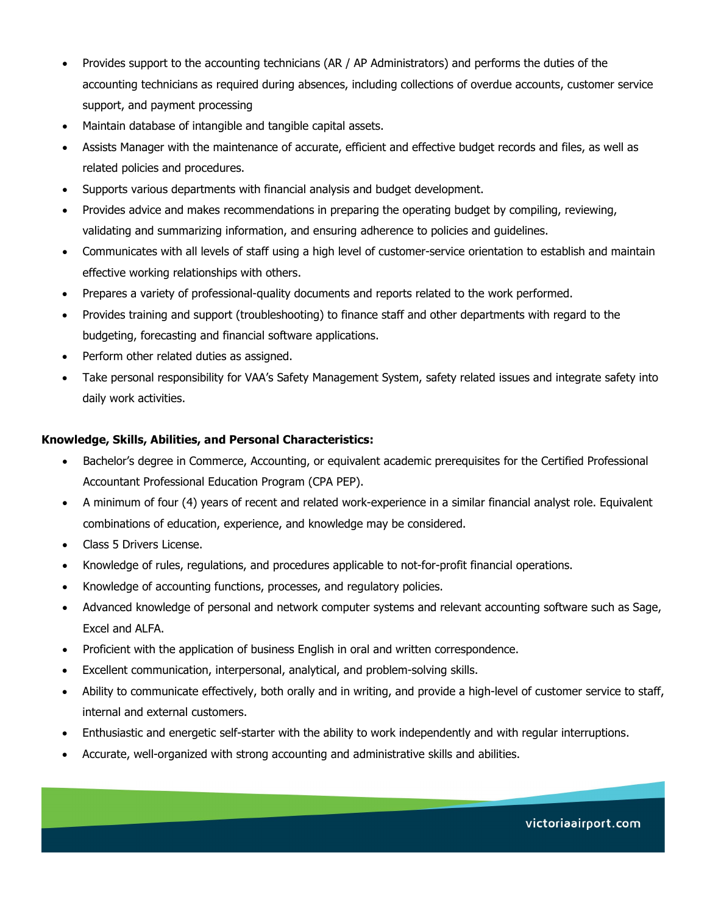- Provides support to the accounting technicians (AR / AP Administrators) and performs the duties of the accounting technicians as required during absences, including collections of overdue accounts, customer service support, and payment processing
- Maintain database of intangible and tangible capital assets.
- Assists Manager with the maintenance of accurate, efficient and effective budget records and files, as well as related policies and procedures.
- Supports various departments with financial analysis and budget development.
- Provides advice and makes recommendations in preparing the operating budget by compiling, reviewing, validating and summarizing information, and ensuring adherence to policies and guidelines.
- Communicates with all levels of staff using a high level of customer-service orientation to establish and maintain effective working relationships with others.
- Prepares a variety of professional-quality documents and reports related to the work performed.
- Provides training and support (troubleshooting) to finance staff and other departments with regard to the budgeting, forecasting and financial software applications.
- Perform other related duties as assigned.
- Take personal responsibility for VAA's Safety Management System, safety related issues and integrate safety into daily work activities.

**Knowledge, Skills, Abilities, and Personal Characteristics:**

- Bachelor's degree in Commerce, Accounting, or equivalent academic prerequisites for the Certified Professional Accountant Professional Education Program (CPA PEP).
- A minimum of four (4) years of recent and related work-experience in a similar financial analyst role. Equivalent combinations of education, experience, and knowledge may be considered.
- Class 5 Drivers License.
- Knowledge of rules, regulations, and procedures applicable to not-for-profit financial operations.
- Knowledge of accounting functions, processes, and regulatory policies.
- Advanced knowledge of personal and network computer systems and relevant accounting software such as Sage, Excel and ALFA.
- Proficient with the application of business English in oral and written correspondence.
- Excellent communication, interpersonal, analytical, and problem-solving skills.
- Ability to communicate effectively, both orally and in writing, and provide a high-level of customer service to staff, internal and external customers.
- Enthusiastic and energetic self-starter with the ability to work independently and with regular interruptions.
- Accurate, well-organized with strong accounting and administrative skills and abilities.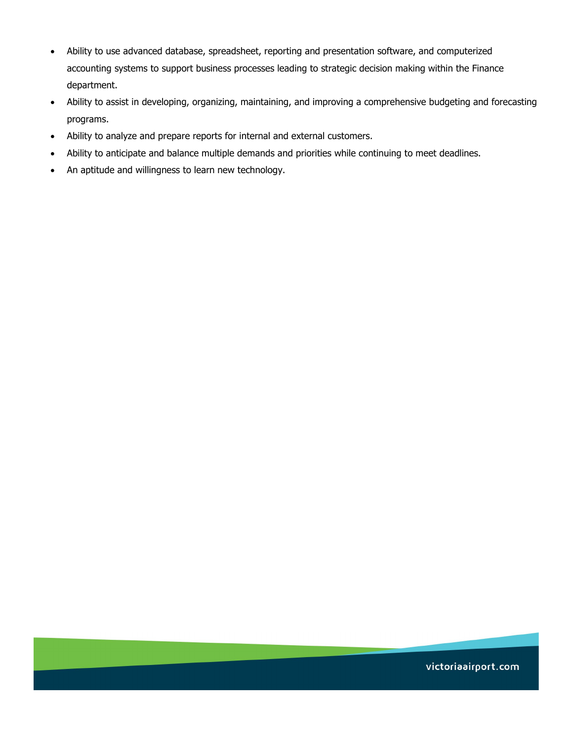- Ability to use advanced database, spreadsheet, reporting and presentation software, and computerized accounting systems to support business processes leading to strategic decision making within the Finance department.
- Ability to assist in developing, organizing, maintaining, and improving a comprehensive budgeting and forecasting programs.
- Ability to analyze and prepare reports for internal and external customers.
- Ability to anticipate and balance multiple demands and priorities while continuing to meet deadlines.
- An aptitude and willingness to learn new technology.